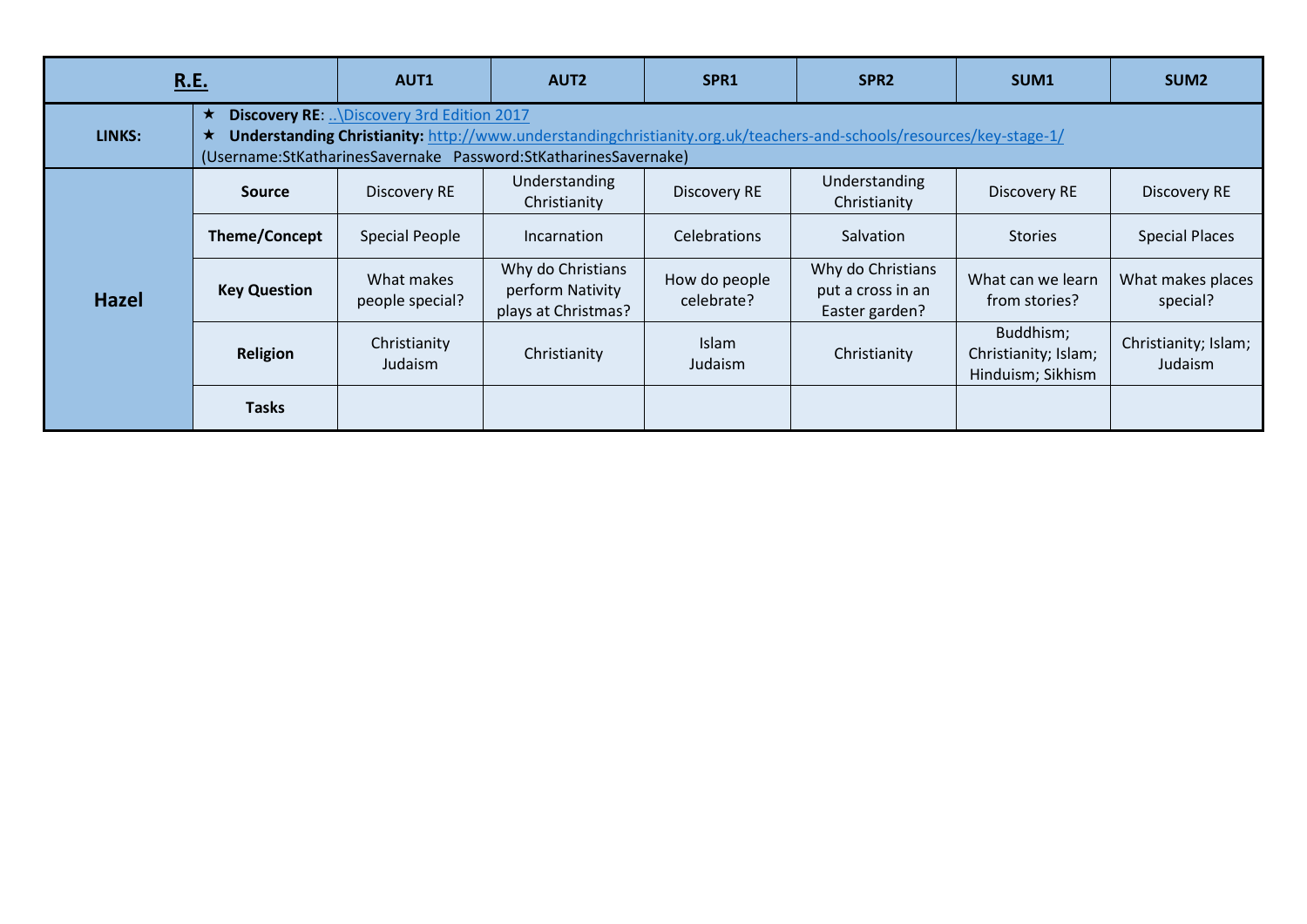| **R.E.** | | AUT1 | AUT2 | SPR1 | SPR2 | SUM1 | SUM2 |
|---|---|---|---|---|---|---|---|
| **LINKS:** | ★ **Discovery RE**: [..\Discovery 3rd Edition 2017](..\Discovery 3rd Edition 2017)<br>★ **Understanding Christianity:** [http://www.understandingchristianity.org.uk/teachers-and-schools/resources/key-stage-1/](http://www.understandingchristianity.org.uk/teachers-and-schools/resources/key-stage-1/)<br>(Username:StKatharinesSavernake Password:StKatharinesSavernake) | | | | | | |
| **Hazel** | **Source** | Discovery RE | Understanding Christianity | Discovery RE | Understanding Christianity | Discovery RE | Discovery RE |
| | **Theme/Concept** | Special People | Incarnation | Celebrations | Salvation | Stories | Special Places |
| | **Key Question** | What makes people special? | Why do Christians perform Nativity plays at Christmas? | How do people celebrate? | Why do Christians put a cross in an Easter garden? | What can we learn from stories? | What makes places special? |
| | **Religion** | Christianity Judaism | Christianity | Islam Judaism | Christianity | Buddhism; Christianity; Islam; Hinduism; Sikhism | Christianity; Islam; Judaism |
| | **Tasks** | | | | | | |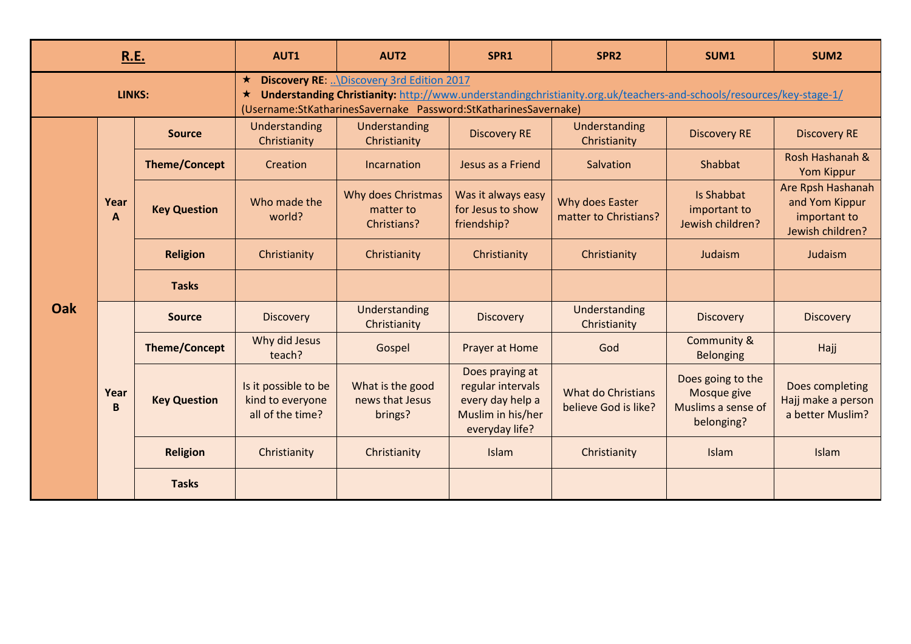| R.E. | | | AUT1 | AUT2 | SPR1 | SPR2 | SUM1 | SUM2 |
|---|---|---|---|---|---|---|---|---|
| LINKS: | | | ★ **Discovery RE**: ..\Discovery 3rd Edition 2017<br>★ **Understanding Christianity:** http://www.understandingchristianity.org.uk/teachers-and-schools/resources/key-stage-1/<br>(Username:StKatharinesSavernake Password:StKatharinesSavernake) | | | | | |
| **Oak** | **Year A** | **Source** | Understanding Christianity | Understanding Christianity | Discovery RE | Understanding Christianity | Discovery RE | Discovery RE |
| | | **Theme/Concept** | Creation | Incarnation | Jesus as a Friend | Salvation | Shabbat | Rosh Hashanah & Yom Kippur |
| | | **Key Question** | Who made the world? | Why does Christmas matter to Christians? | Was it always easy for Jesus to show friendship? | Why does Easter matter to Christians? | Is Shabbat important to Jewish children? | Are Rpsh Hashanah and Yom Kippur important to Jewish children? |
| | | **Religion** | Christianity | Christianity | Christianity | Christianity | Judaism | Judaism |
| | | **Tasks** | | | | | | |
| | **Year B** | **Source** | Discovery | Understanding Christianity | Discovery | Understanding Christianity | Discovery | Discovery |
| | | **Theme/Concept** | Why did Jesus teach? | Gospel | Prayer at Home | God | Community & Belonging | Hajj |
| | | **Key Question** | Is it possible to be kind to everyone all of the time? | What is the good news that Jesus brings? | Does praying at regular intervals every day help a Muslim in his/her everyday life? | What do Christians believe God is like? | Does going to the Mosque give Muslims a sense of belonging? | Does completing Hajj make a person a better Muslim? |
| | | **Religion** | Christianity | Christianity | Islam | Christianity | Islam | Islam |
| | | **Tasks** | | | | | | |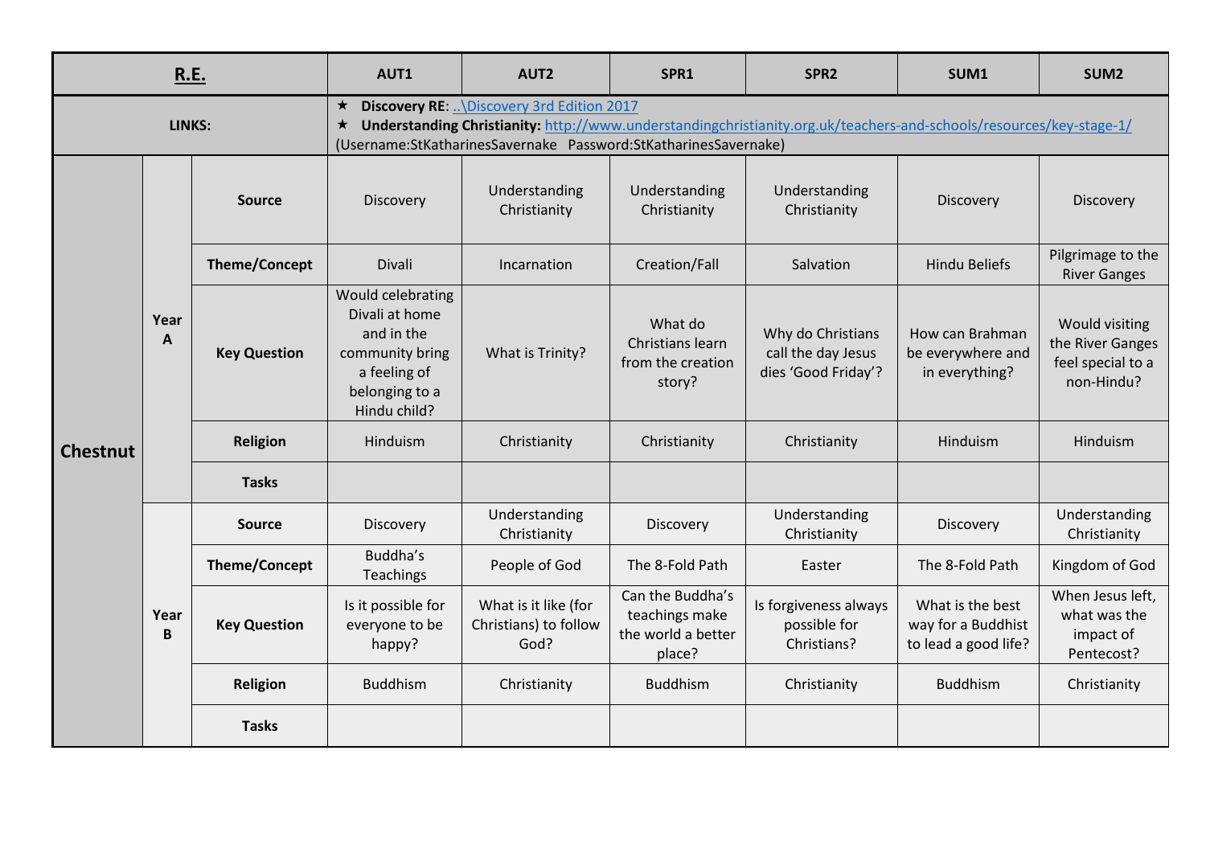| **R.E.** | | | **AUT1** | **AUT2** | **SPR1** | **SPR2** | **SUM1** | **SUM2** |
|---|---|---|---|---|---|---|---|---|
| **LINKS:** | | | ★ **Discovery RE**: ..\Discovery 3rd Edition 2017<br>★ **Understanding Christianity:** http://www.understandingchristianity.org.uk/teachers-and-schools/resources/key-stage-1/<br>(Username:StKatharinesSavernake Password:StKatharinesSavernake) | | | | | |
| **Chestnut** | **Year A** | **Source** | Discovery | Understanding Christianity | Understanding Christianity | Understanding Christianity | Discovery | Discovery |
| | | **Theme/Concept** | Divali | Incarnation | Creation/Fall | Salvation | Hindu Beliefs | Pilgrimage to the River Ganges |
| | | **Key Question** | Would celebrating Divali at home and in the community bring a feeling of belonging to a Hindu child? | What is Trinity? | What do Christians learn from the creation story? | Why do Christians call the day Jesus dies 'Good Friday'? | How can Brahman be everywhere and in everything? | Would visiting the River Ganges feel special to a non-Hindu? |
| | | **Religion** | Hinduism | Christianity | Christianity | Christianity | Hinduism | Hinduism |
| | | **Tasks** | | | | | | |
| | **Year B** | **Source** | Discovery | Understanding Christianity | Discovery | Understanding Christianity | Discovery | Understanding Christianity |
| | | **Theme/Concept** | Buddha's Teachings | People of God | The 8-Fold Path | Easter | The 8-Fold Path | Kingdom of God |
| | | **Key Question** | Is it possible for everyone to be happy? | What is it like (for Christians) to follow God? | Can the Buddha's teachings make the world a better place? | Is forgiveness always possible for Christians? | What is the best way for a Buddhist to lead a good life? | When Jesus left, what was the impact of Pentecost? |
| | | **Religion** | Buddhism | Christianity | Buddhism | Christianity | Buddhism | Christianity |
| | | **Tasks** | | | | | | |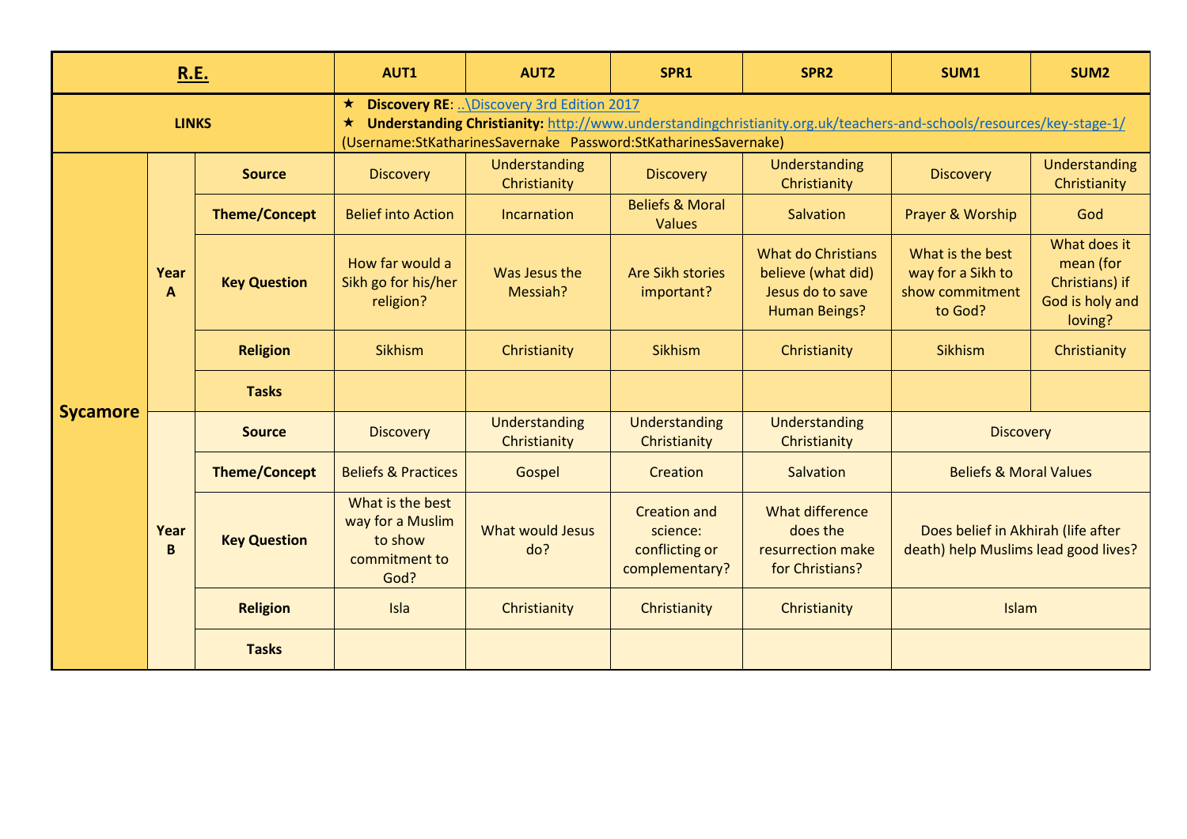| R.E. | | | AUT1 | AUT2 | SPR1 | SPR2 | SUM1 | SUM2 |
|---|---|---|---|---|---|---|---|---|
| LINKS | | | ★ **Discovery RE**: ..\Discovery 3rd Edition 2017<br>★ **Understanding Christianity:** http://www.understandingchristianity.org.uk/teachers-and-schools/resources/key-stage-1/<br>(Username:StKatharinesSavernake Password:StKatharinesSavernake) | | | | | |
| **Sycamore** | **Year A** | **Source** | Discovery | Understanding Christianity | Discovery | Understanding Christianity | Discovery | Understanding Christianity |
| | | **Theme/Concept** | Belief into Action | Incarnation | Beliefs & Moral Values | Salvation | Prayer & Worship | God |
| | | **Key Question** | How far would a Sikh go for his/her religion? | Was Jesus the Messiah? | Are Sikh stories important? | What do Christians believe (what did) Jesus do to save Human Beings? | What is the best way for a Sikh to show commitment to God? | What does it mean (for Christians) if God is holy and loving? |
| | | **Religion** | Sikhism | Christianity | Sikhism | Christianity | Sikhism | Christianity |
| | | **Tasks** | | | | | | |
| | **Year B** | **Source** | Discovery | Understanding Christianity | Understanding Christianity | Understanding Christianity | Discovery | |
| | | **Theme/Concept** | Beliefs & Practices | Gospel | Creation | Salvation | Beliefs & Moral Values | |
| | | **Key Question** | What is the best way for a Muslim to show commitment to God? | What would Jesus do? | Creation and science: conflicting or complementary? | What difference does the resurrection make for Christians? | Does belief in Akhirah (life after death) help Muslims lead good lives? | |
| | | **Religion** | Isla | Christianity | Christianity | Christianity | Islam | |
| | | **Tasks** | | | | | | |